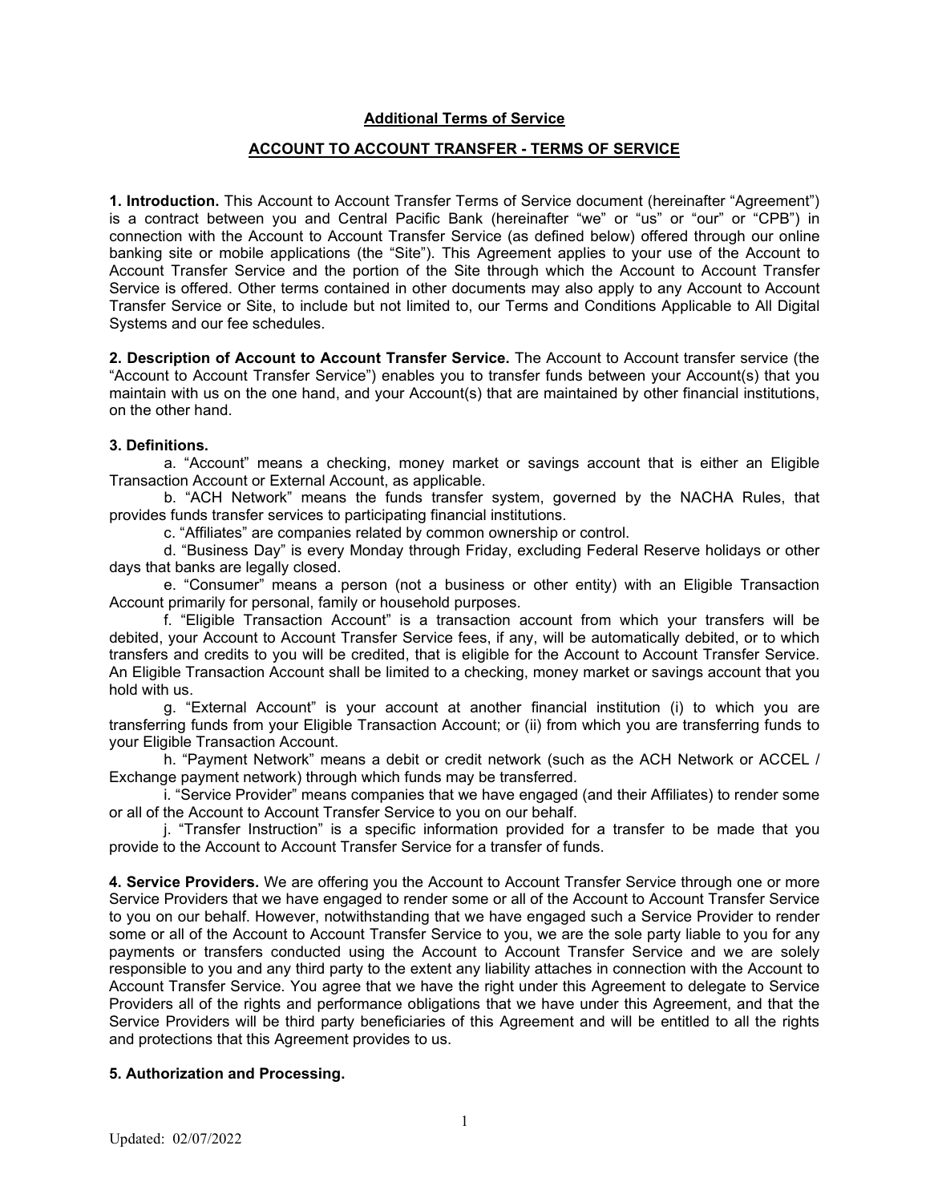## Additional Terms of Service

## ACCOUNT TO ACCOUNT TRANSFER - TERMS OF SERVICE

**1. Introduction.** This Account to Account Transfer Terms of Service document (hereinafter "Agreement") is a contract between you and Central Pacific Bank (hereinafter "we" or "us" or "our" or "CPB") in connection with the Account to Account Transfer Service (as defined below) offered through our online banking site or mobile applications (the "Site"). This Agreement applies to your use of the Account to Account Transfer Service and the portion of the Site through which the Account to Account Transfer Service is offered. Other terms contained in other documents may also apply to any Account to Account Transfer Service or Site, to include but not limited to, our Terms and Conditions Applicable to All Digital Systems and our fee schedules.

**2. Description of Account to Account Transfer Service.** The Account to Account transfer service (the "Account to Account Transfer Service") enables you to transfer funds between your Account(s) that you maintain with us on the one hand, and your Account(s) that are maintained by other financial institutions, on the other hand.

**3. Definitions.**

a. "Account" means a checking, money market or savings account that is either an Eligible Transaction Account or External Account, as applicable.

b. "ACH Network" means the funds transfer system, governed by the NACHA Rules, that provides funds transfer services to participating financial institutions.

c. "Affiliates" are companies related by common ownership or control.

d. "Business Day" is every Monday through Friday, excluding Federal Reserve holidays or other days that banks are legally closed.

e. "Consumer" means a person (not a business or other entity) with an Eligible Transaction Account primarily for personal, family or household purposes.

f. "Eligible Transaction Account" is a transaction account from which your transfers will be debited, your Account to Account Transfer Service fees, if any, will be automatically debited, or to which transfers and credits to you will be credited, that is eligible for the Account to Account Transfer Service. An Eligible Transaction Account shall be limited to a checking, money market or savings account that you hold with us.

g. "External Account" is your account at another financial institution (i) to which you are transferring funds from your Eligible Transaction Account; or (ii) from which you are transferring funds to your Eligible Transaction Account.

h. "Payment Network" means a debit or credit network (such as the ACH Network or ACCEL / Exchange payment network) through which funds may be transferred.

i. "Service Provider" means companies that we have engaged (and their Affiliates) to render some or all of the Account to Account Transfer Service to you on our behalf.

j. "Transfer Instruction" is a specific information provided for a transfer to be made that you provide to the Account to Account Transfer Service for a transfer of funds.

**4. Service Providers.** We are offering you the Account to Account Transfer Service through one or more Service Providers that we have engaged to render some or all of the Account to Account Transfer Service to you on our behalf. However, notwithstanding that we have engaged such a Service Provider to render some or all of the Account to Account Transfer Service to you, we are the sole party liable to you for any payments or transfers conducted using the Account to Account Transfer Service and we are solely responsible to you and any third party to the extent any liability attaches in connection with the Account to Account Transfer Service. You agree that we have the right under this Agreement to delegate to Service Providers all of the rights and performance obligations that we have under this Agreement, and that the Service Providers will be third party beneficiaries of this Agreement and will be entitled to all the rights and protections that this Agreement provides to us.

**5. Authorization and Processing.**

Updated: 02/07/2022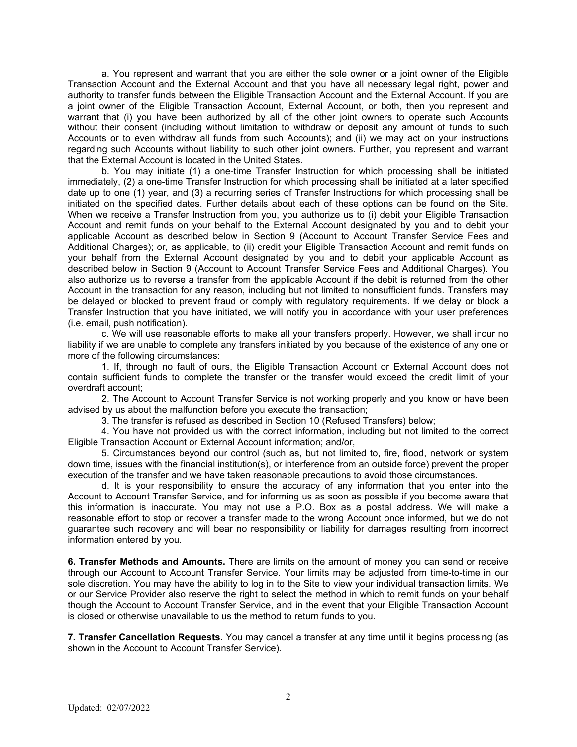a. You represent and warrant that you are either the sole owner or a joint owner of the Eligible Transaction Account and the External Account and that you have all necessary legal right, power and authority to transfer funds between the Eligible Transaction Account and the External Account. If you are a joint owner of the Eligible Transaction Account, External Account, or both, then you represent and warrant that (i) you have been authorized by all of the other joint owners to operate such Accounts without their consent (including without limitation to withdraw or deposit any amount of funds to such Accounts or to even withdraw all funds from such Accounts); and (ii) we may act on your instructions regarding such Accounts without liability to such other joint owners. Further, you represent and warrant that the External Account is located in the United States.

b. You may initiate (1) a one-time Transfer Instruction for which processing shall be initiated immediately, (2) a one-time Transfer Instruction for which processing shall be initiated at a later specified date up to one (1) year, and (3) a recurring series of Transfer Instructions for which processing shall be initiated on the specified dates. Further details about each of these options can be found on the Site. When we receive a Transfer Instruction from you, you authorize us to (i) debit your Eligible Transaction Account and remit funds on your behalf to the External Account designated by you and to debit your applicable Account as described below in Section 9 (Account to Account Transfer Service Fees and Additional Charges); or, as applicable, to (ii) credit your Eligible Transaction Account and remit funds on your behalf from the External Account designated by you and to debit your applicable Account as described below in Section 9 (Account to Account Transfer Service Fees and Additional Charges). You also authorize us to reverse a transfer from the applicable Account if the debit is returned from the other Account in the transaction for any reason, including but not limited to nonsufficient funds. Transfers may be delayed or blocked to prevent fraud or comply with regulatory requirements. If we delay or block a Transfer Instruction that you have initiated, we will notify you in accordance with your user preferences (i.e. email, push notification).

c. We will use reasonable efforts to make all your transfers properly. However, we shall incur no liability if we are unable to complete any transfers initiated by you because of the existence of any one or more of the following circumstances:

1. If, through no fault of ours, the Eligible Transaction Account or External Account does not contain sufficient funds to complete the transfer or the transfer would exceed the credit limit of your overdraft account;
2. The Account to Account Transfer Service is not working properly and you know or have been advised by us about the malfunction before you execute the transaction;
3. The transfer is refused as described in Section 10 (Refused Transfers) below;
4. You have not provided us with the correct information, including but not limited to the correct Eligible Transaction Account or External Account information; and/or,
5. Circumstances beyond our control (such as, but not limited to, fire, flood, network or system down time, issues with the financial institution(s), or interference from an outside force) prevent the proper execution of the transfer and we have taken reasonable precautions to avoid those circumstances.

d. It is your responsibility to ensure the accuracy of any information that you enter into the Account to Account Transfer Service, and for informing us as soon as possible if you become aware that this information is inaccurate. You may not use a P.O. Box as a postal address. We will make a reasonable effort to stop or recover a transfer made to the wrong Account once informed, but we do not guarantee such recovery and will bear no responsibility or liability for damages resulting from incorrect information entered by you.

**6. Transfer Methods and Amounts.** There are limits on the amount of money you can send or receive through our Account to Account Transfer Service. Your limits may be adjusted from time-to-time in our sole discretion. You may have the ability to log in to the Site to view your individual transaction limits. We or our Service Provider also reserve the right to select the method in which to remit funds on your behalf though the Account to Account Transfer Service, and in the event that your Eligible Transaction Account is closed or otherwise unavailable to us the method to return funds to you.

**7. Transfer Cancellation Requests.** You may cancel a transfer at any time until it begins processing (as shown in the Account to Account Transfer Service).

Updated: 02/07/2022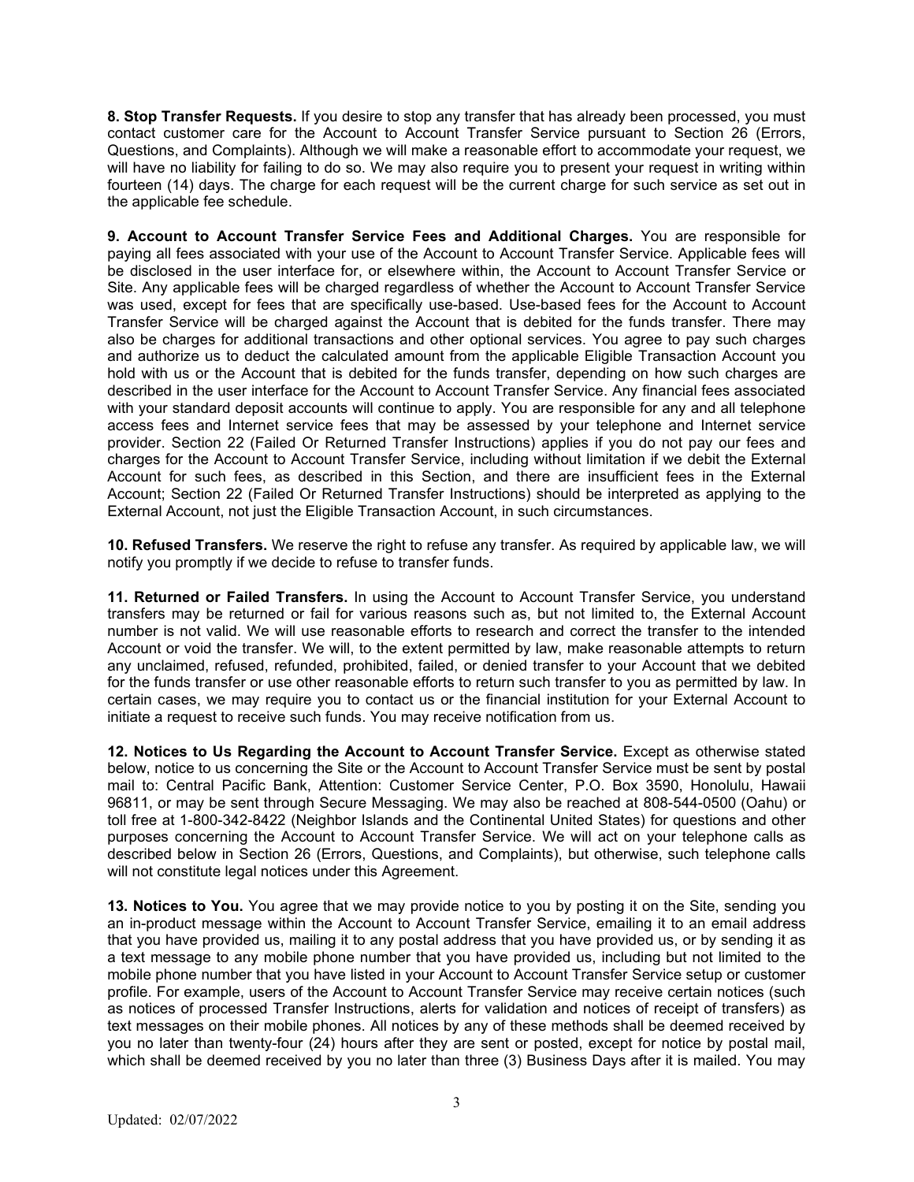**8. Stop Transfer Requests.** If you desire to stop any transfer that has already been processed, you must contact customer care for the Account to Account Transfer Service pursuant to Section 26 (Errors, Questions, and Complaints). Although we will make a reasonable effort to accommodate your request, we will have no liability for failing to do so. We may also require you to present your request in writing within fourteen (14) days. The charge for each request will be the current charge for such service as set out in the applicable fee schedule.

**9. Account to Account Transfer Service Fees and Additional Charges.** You are responsible for paying all fees associated with your use of the Account to Account Transfer Service. Applicable fees will be disclosed in the user interface for, or elsewhere within, the Account to Account Transfer Service or Site. Any applicable fees will be charged regardless of whether the Account to Account Transfer Service was used, except for fees that are specifically use-based. Use-based fees for the Account to Account Transfer Service will be charged against the Account that is debited for the funds transfer. There may also be charges for additional transactions and other optional services. You agree to pay such charges and authorize us to deduct the calculated amount from the applicable Eligible Transaction Account you hold with us or the Account that is debited for the funds transfer, depending on how such charges are described in the user interface for the Account to Account Transfer Service. Any financial fees associated with your standard deposit accounts will continue to apply. You are responsible for any and all telephone access fees and Internet service fees that may be assessed by your telephone and Internet service provider. Section 22 (Failed Or Returned Transfer Instructions) applies if you do not pay our fees and charges for the Account to Account Transfer Service, including without limitation if we debit the External Account for such fees, as described in this Section, and there are insufficient fees in the External Account; Section 22 (Failed Or Returned Transfer Instructions) should be interpreted as applying to the External Account, not just the Eligible Transaction Account, in such circumstances.

**10. Refused Transfers.** We reserve the right to refuse any transfer. As required by applicable law, we will notify you promptly if we decide to refuse to transfer funds.

**11. Returned or Failed Transfers.** In using the Account to Account Transfer Service, you understand transfers may be returned or fail for various reasons such as, but not limited to, the External Account number is not valid. We will use reasonable efforts to research and correct the transfer to the intended Account or void the transfer. We will, to the extent permitted by law, make reasonable attempts to return any unclaimed, refused, refunded, prohibited, failed, or denied transfer to your Account that we debited for the funds transfer or use other reasonable efforts to return such transfer to you as permitted by law. In certain cases, we may require you to contact us or the financial institution for your External Account to initiate a request to receive such funds. You may receive notification from us.

**12. Notices to Us Regarding the Account to Account Transfer Service.** Except as otherwise stated below, notice to us concerning the Site or the Account to Account Transfer Service must be sent by postal mail to: Central Pacific Bank, Attention: Customer Service Center, P.O. Box 3590, Honolulu, Hawaii 96811, or may be sent through Secure Messaging. We may also be reached at 808-544-0500 (Oahu) or toll free at 1-800-342-8422 (Neighbor Islands and the Continental United States) for questions and other purposes concerning the Account to Account Transfer Service. We will act on your telephone calls as described below in Section 26 (Errors, Questions, and Complaints), but otherwise, such telephone calls will not constitute legal notices under this Agreement.

**13. Notices to You.** You agree that we may provide notice to you by posting it on the Site, sending you an in-product message within the Account to Account Transfer Service, emailing it to an email address that you have provided us, mailing it to any postal address that you have provided us, or by sending it as a text message to any mobile phone number that you have provided us, including but not limited to the mobile phone number that you have listed in your Account to Account Transfer Service setup or customer profile. For example, users of the Account to Account Transfer Service may receive certain notices (such as notices of processed Transfer Instructions, alerts for validation and notices of receipt of transfers) as text messages on their mobile phones. All notices by any of these methods shall be deemed received by you no later than twenty-four (24) hours after they are sent or posted, except for notice by postal mail, which shall be deemed received by you no later than three (3) Business Days after it is mailed. You may

Updated: 02/07/2022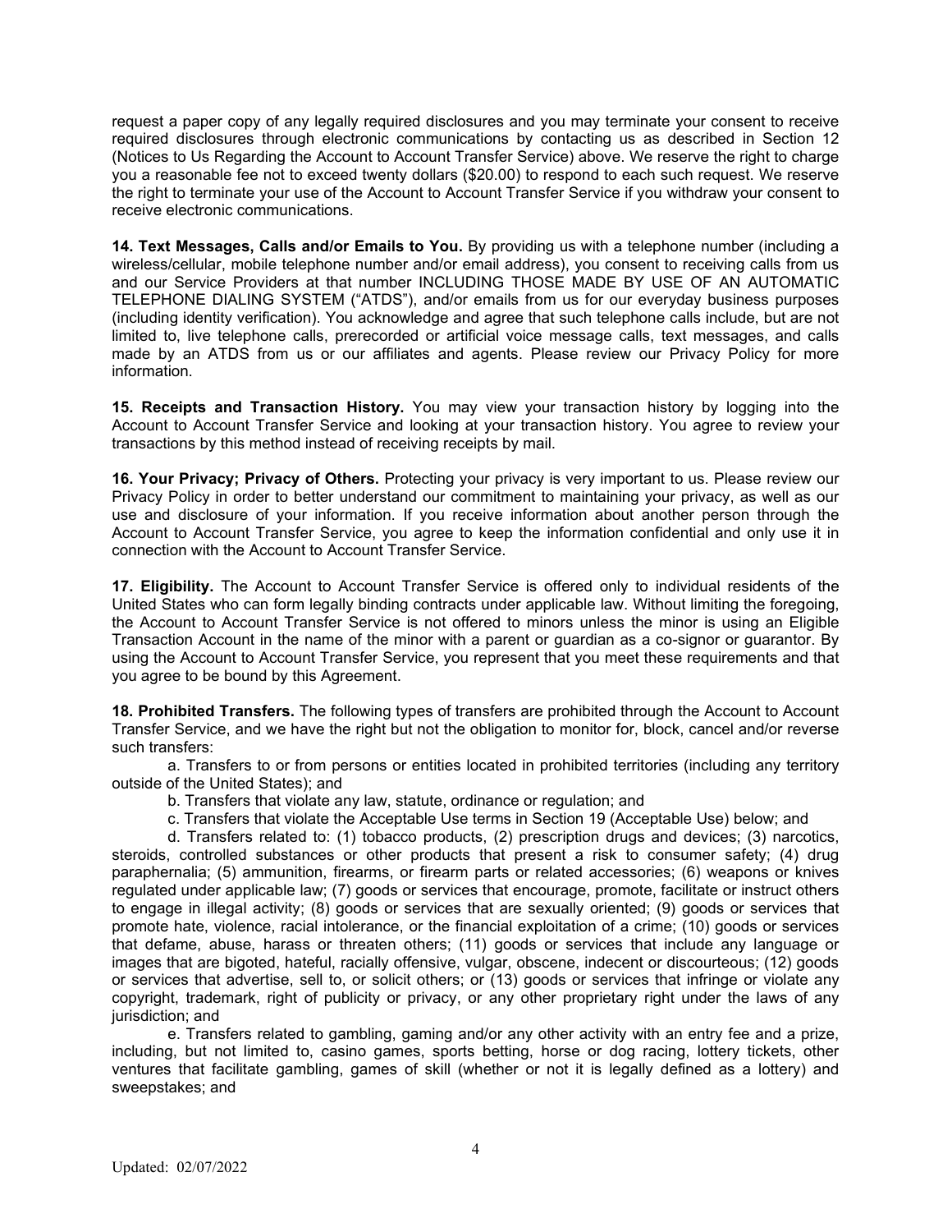request a paper copy of any legally required disclosures and you may terminate your consent to receive required disclosures through electronic communications by contacting us as described in Section 12 (Notices to Us Regarding the Account to Account Transfer Service) above. We reserve the right to charge you a reasonable fee not to exceed twenty dollars ($20.00) to respond to each such request. We reserve the right to terminate your use of the Account to Account Transfer Service if you withdraw your consent to receive electronic communications.

**14. Text Messages, Calls and/or Emails to You.** By providing us with a telephone number (including a wireless/cellular, mobile telephone number and/or email address), you consent to receiving calls from us and our Service Providers at that number INCLUDING THOSE MADE BY USE OF AN AUTOMATIC TELEPHONE DIALING SYSTEM ("ATDS"), and/or emails from us for our everyday business purposes (including identity verification). You acknowledge and agree that such telephone calls include, but are not limited to, live telephone calls, prerecorded or artificial voice message calls, text messages, and calls made by an ATDS from us or our affiliates and agents. Please review our Privacy Policy for more information.

**15. Receipts and Transaction History.** You may view your transaction history by logging into the Account to Account Transfer Service and looking at your transaction history. You agree to review your transactions by this method instead of receiving receipts by mail.

**16. Your Privacy; Privacy of Others.** Protecting your privacy is very important to us. Please review our Privacy Policy in order to better understand our commitment to maintaining your privacy, as well as our use and disclosure of your information. If you receive information about another person through the Account to Account Transfer Service, you agree to keep the information confidential and only use it in connection with the Account to Account Transfer Service.

**17. Eligibility.** The Account to Account Transfer Service is offered only to individual residents of the United States who can form legally binding contracts under applicable law. Without limiting the foregoing, the Account to Account Transfer Service is not offered to minors unless the minor is using an Eligible Transaction Account in the name of the minor with a parent or guardian as a co-signor or guarantor. By using the Account to Account Transfer Service, you represent that you meet these requirements and that you agree to be bound by this Agreement.

**18. Prohibited Transfers.** The following types of transfers are prohibited through the Account to Account Transfer Service, and we have the right but not the obligation to monitor for, block, cancel and/or reverse such transfers:

a. Transfers to or from persons or entities located in prohibited territories (including any territory outside of the United States); and

b. Transfers that violate any law, statute, ordinance or regulation; and

c. Transfers that violate the Acceptable Use terms in Section 19 (Acceptable Use) below; and

d. Transfers related to: (1) tobacco products, (2) prescription drugs and devices; (3) narcotics, steroids, controlled substances or other products that present a risk to consumer safety; (4) drug paraphernalia; (5) ammunition, firearms, or firearm parts or related accessories; (6) weapons or knives regulated under applicable law; (7) goods or services that encourage, promote, facilitate or instruct others to engage in illegal activity; (8) goods or services that are sexually oriented; (9) goods or services that promote hate, violence, racial intolerance, or the financial exploitation of a crime; (10) goods or services that defame, abuse, harass or threaten others; (11) goods or services that include any language or images that are bigoted, hateful, racially offensive, vulgar, obscene, indecent or discourteous; (12) goods or services that advertise, sell to, or solicit others; or (13) goods or services that infringe or violate any copyright, trademark, right of publicity or privacy, or any other proprietary right under the laws of any jurisdiction; and

e. Transfers related to gambling, gaming and/or any other activity with an entry fee and a prize, including, but not limited to, casino games, sports betting, horse or dog racing, lottery tickets, other ventures that facilitate gambling, games of skill (whether or not it is legally defined as a lottery) and sweepstakes; and

Updated: 02/07/2022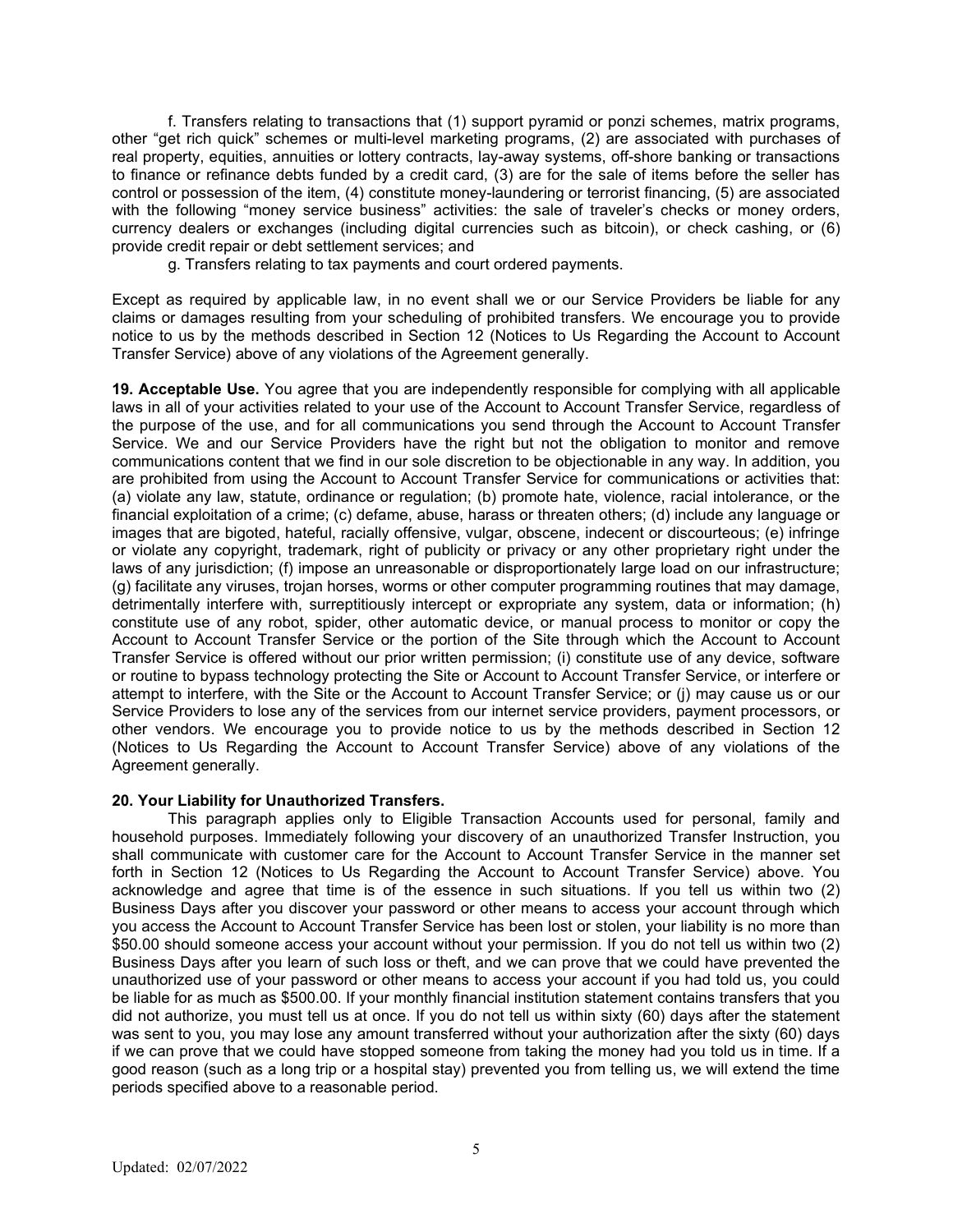f. Transfers relating to transactions that (1) support pyramid or ponzi schemes, matrix programs, other "get rich quick" schemes or multi-level marketing programs, (2) are associated with purchases of real property, equities, annuities or lottery contracts, lay-away systems, off-shore banking or transactions to finance or refinance debts funded by a credit card, (3) are for the sale of items before the seller has control or possession of the item, (4) constitute money-laundering or terrorist financing, (5) are associated with the following "money service business" activities: the sale of traveler's checks or money orders, currency dealers or exchanges (including digital currencies such as bitcoin), or check cashing, or (6) provide credit repair or debt settlement services; and

g. Transfers relating to tax payments and court ordered payments.

Except as required by applicable law, in no event shall we or our Service Providers be liable for any claims or damages resulting from your scheduling of prohibited transfers. We encourage you to provide notice to us by the methods described in Section 12 (Notices to Us Regarding the Account to Account Transfer Service) above of any violations of the Agreement generally.

**19. Acceptable Use.** You agree that you are independently responsible for complying with all applicable laws in all of your activities related to your use of the Account to Account Transfer Service, regardless of the purpose of the use, and for all communications you send through the Account to Account Transfer Service. We and our Service Providers have the right but not the obligation to monitor and remove communications content that we find in our sole discretion to be objectionable in any way. In addition, you are prohibited from using the Account to Account Transfer Service for communications or activities that: (a) violate any law, statute, ordinance or regulation; (b) promote hate, violence, racial intolerance, or the financial exploitation of a crime; (c) defame, abuse, harass or threaten others; (d) include any language or images that are bigoted, hateful, racially offensive, vulgar, obscene, indecent or discourteous; (e) infringe or violate any copyright, trademark, right of publicity or privacy or any other proprietary right under the laws of any jurisdiction; (f) impose an unreasonable or disproportionately large load on our infrastructure; (g) facilitate any viruses, trojan horses, worms or other computer programming routines that may damage, detrimentally interfere with, surreptitiously intercept or expropriate any system, data or information; (h) constitute use of any robot, spider, other automatic device, or manual process to monitor or copy the Account to Account Transfer Service or the portion of the Site through which the Account to Account Transfer Service is offered without our prior written permission; (i) constitute use of any device, software or routine to bypass technology protecting the Site or Account to Account Transfer Service, or interfere or attempt to interfere, with the Site or the Account to Account Transfer Service; or (j) may cause us or our Service Providers to lose any of the services from our internet service providers, payment processors, or other vendors. We encourage you to provide notice to us by the methods described in Section 12 (Notices to Us Regarding the Account to Account Transfer Service) above of any violations of the Agreement generally.

**20. Your Liability for Unauthorized Transfers.**

This paragraph applies only to Eligible Transaction Accounts used for personal, family and household purposes. Immediately following your discovery of an unauthorized Transfer Instruction, you shall communicate with customer care for the Account to Account Transfer Service in the manner set forth in Section 12 (Notices to Us Regarding the Account to Account Transfer Service) above. You acknowledge and agree that time is of the essence in such situations. If you tell us within two (2) Business Days after you discover your password or other means to access your account through which you access the Account to Account Transfer Service has been lost or stolen, your liability is no more than \$50.00 should someone access your account without your permission. If you do not tell us within two (2) Business Days after you learn of such loss or theft, and we can prove that we could have prevented the unauthorized use of your password or other means to access your account if you had told us, you could be liable for as much as \$500.00. If your monthly financial institution statement contains transfers that you did not authorize, you must tell us at once. If you do not tell us within sixty (60) days after the statement was sent to you, you may lose any amount transferred without your authorization after the sixty (60) days if we can prove that we could have stopped someone from taking the money had you told us in time. If a good reason (such as a long trip or a hospital stay) prevented you from telling us, we will extend the time periods specified above to a reasonable period.

Updated: 02/07/2022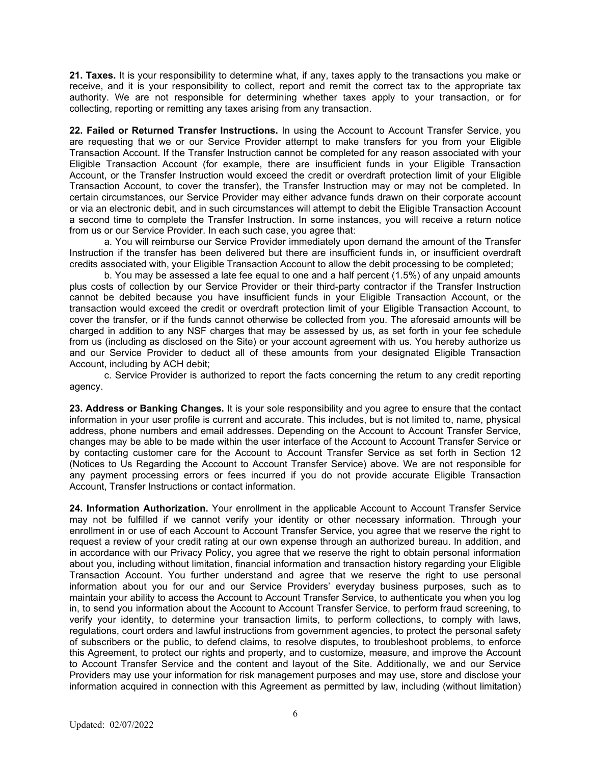**21. Taxes.** It is your responsibility to determine what, if any, taxes apply to the transactions you make or receive, and it is your responsibility to collect, report and remit the correct tax to the appropriate tax authority. We are not responsible for determining whether taxes apply to your transaction, or for collecting, reporting or remitting any taxes arising from any transaction.

**22. Failed or Returned Transfer Instructions.** In using the Account to Account Transfer Service, you are requesting that we or our Service Provider attempt to make transfers for you from your Eligible Transaction Account. If the Transfer Instruction cannot be completed for any reason associated with your Eligible Transaction Account (for example, there are insufficient funds in your Eligible Transaction Account, or the Transfer Instruction would exceed the credit or overdraft protection limit of your Eligible Transaction Account, to cover the transfer), the Transfer Instruction may or may not be completed. In certain circumstances, our Service Provider may either advance funds drawn on their corporate account or via an electronic debit, and in such circumstances will attempt to debit the Eligible Transaction Account a second time to complete the Transfer Instruction. In some instances, you will receive a return notice from us or our Service Provider. In each such case, you agree that:

a. You will reimburse our Service Provider immediately upon demand the amount of the Transfer Instruction if the transfer has been delivered but there are insufficient funds in, or insufficient overdraft credits associated with, your Eligible Transaction Account to allow the debit processing to be completed;

b. You may be assessed a late fee equal to one and a half percent (1.5%) of any unpaid amounts plus costs of collection by our Service Provider or their third-party contractor if the Transfer Instruction cannot be debited because you have insufficient funds in your Eligible Transaction Account, or the transaction would exceed the credit or overdraft protection limit of your Eligible Transaction Account, to cover the transfer, or if the funds cannot otherwise be collected from you. The aforesaid amounts will be charged in addition to any NSF charges that may be assessed by us, as set forth in your fee schedule from us (including as disclosed on the Site) or your account agreement with us. You hereby authorize us and our Service Provider to deduct all of these amounts from your designated Eligible Transaction Account, including by ACH debit;

c. Service Provider is authorized to report the facts concerning the return to any credit reporting agency.

**23. Address or Banking Changes.** It is your sole responsibility and you agree to ensure that the contact information in your user profile is current and accurate. This includes, but is not limited to, name, physical address, phone numbers and email addresses. Depending on the Account to Account Transfer Service, changes may be able to be made within the user interface of the Account to Account Transfer Service or by contacting customer care for the Account to Account Transfer Service as set forth in Section 12 (Notices to Us Regarding the Account to Account Transfer Service) above. We are not responsible for any payment processing errors or fees incurred if you do not provide accurate Eligible Transaction Account, Transfer Instructions or contact information.

**24. Information Authorization.** Your enrollment in the applicable Account to Account Transfer Service may not be fulfilled if we cannot verify your identity or other necessary information. Through your enrollment in or use of each Account to Account Transfer Service, you agree that we reserve the right to request a review of your credit rating at our own expense through an authorized bureau. In addition, and in accordance with our Privacy Policy, you agree that we reserve the right to obtain personal information about you, including without limitation, financial information and transaction history regarding your Eligible Transaction Account. You further understand and agree that we reserve the right to use personal information about you for our and our Service Providers' everyday business purposes, such as to maintain your ability to access the Account to Account Transfer Service, to authenticate you when you log in, to send you information about the Account to Account Transfer Service, to perform fraud screening, to verify your identity, to determine your transaction limits, to perform collections, to comply with laws, regulations, court orders and lawful instructions from government agencies, to protect the personal safety of subscribers or the public, to defend claims, to resolve disputes, to troubleshoot problems, to enforce this Agreement, to protect our rights and property, and to customize, measure, and improve the Account to Account Transfer Service and the content and layout of the Site. Additionally, we and our Service Providers may use your information for risk management purposes and may use, store and disclose your information acquired in connection with this Agreement as permitted by law, including (without limitation)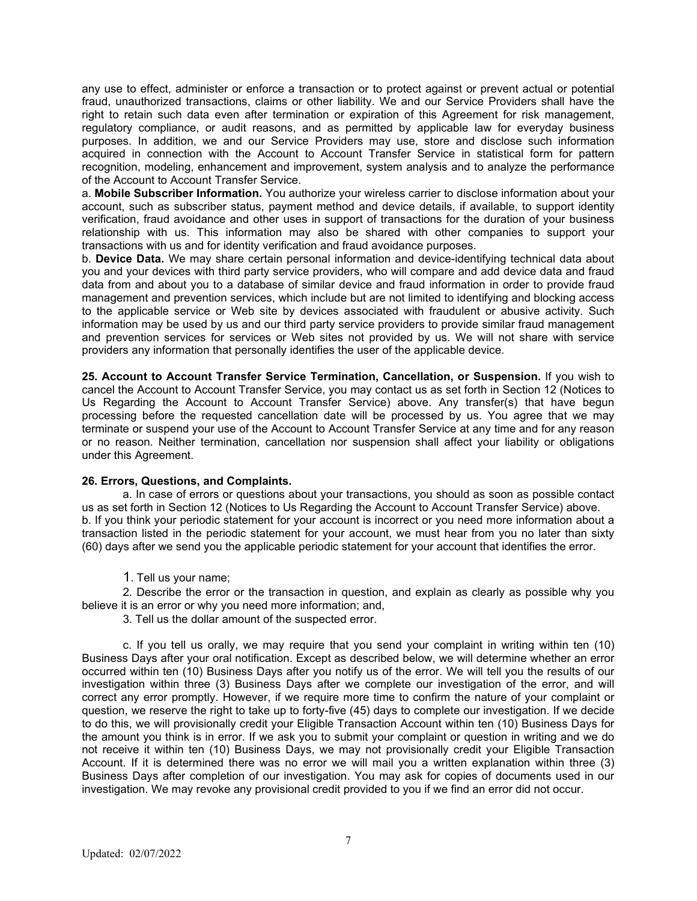any use to effect, administer or enforce a transaction or to protect against or prevent actual or potential fraud, unauthorized transactions, claims or other liability. We and our Service Providers shall have the right to retain such data even after termination or expiration of this Agreement for risk management, regulatory compliance, or audit reasons, and as permitted by applicable law for everyday business purposes. In addition, we and our Service Providers may use, store and disclose such information acquired in connection with the Account to Account Transfer Service in statistical form for pattern recognition, modeling, enhancement and improvement, system analysis and to analyze the performance of the Account to Account Transfer Service.

a. **Mobile Subscriber Information.** You authorize your wireless carrier to disclose information about your account, such as subscriber status, payment method and device details, if available, to support identity verification, fraud avoidance and other uses in support of transactions for the duration of your business relationship with us. This information may also be shared with other companies to support your transactions with us and for identity verification and fraud avoidance purposes.

b. **Device Data.** We may share certain personal information and device-identifying technical data about you and your devices with third party service providers, who will compare and add device data and fraud data from and about you to a database of similar device and fraud information in order to provide fraud management and prevention services, which include but are not limited to identifying and blocking access to the applicable service or Web site by devices associated with fraudulent or abusive activity. Such information may be used by us and our third party service providers to provide similar fraud management and prevention services for services or Web sites not provided by us. We will not share with service providers any information that personally identifies the user of the applicable device.

**25. Account to Account Transfer Service Termination, Cancellation, or Suspension.** If you wish to cancel the Account to Account Transfer Service, you may contact us as set forth in Section 12 (Notices to Us Regarding the Account to Account Transfer Service) above. Any transfer(s) that have begun processing before the requested cancellation date will be processed by us. You agree that we may terminate or suspend your use of the Account to Account Transfer Service at any time and for any reason or no reason. Neither termination, cancellation nor suspension shall affect your liability or obligations under this Agreement.

**26. Errors, Questions, and Complaints.**

a. In case of errors or questions about your transactions, you should as soon as possible contact us as set forth in Section 12 (Notices to Us Regarding the Account to Account Transfer Service) above.

b. If you think your periodic statement for your account is incorrect or you need more information about a transaction listed in the periodic statement for your account, we must hear from you no later than sixty (60) days after we send you the applicable periodic statement for your account that identifies the error.

1. Tell us your name;
2. Describe the error or the transaction in question, and explain as clearly as possible why you believe it is an error or why you need more information; and,
3. Tell us the dollar amount of the suspected error.

c. If you tell us orally, we may require that you send your complaint in writing within ten (10) Business Days after your oral notification. Except as described below, we will determine whether an error occurred within ten (10) Business Days after you notify us of the error. We will tell you the results of our investigation within three (3) Business Days after we complete our investigation of the error, and will correct any error promptly. However, if we require more time to confirm the nature of your complaint or question, we reserve the right to take up to forty-five (45) days to complete our investigation. If we decide to do this, we will provisionally credit your Eligible Transaction Account within ten (10) Business Days for the amount you think is in error. If we ask you to submit your complaint or question in writing and we do not receive it within ten (10) Business Days, we may not provisionally credit your Eligible Transaction Account. If it is determined there was no error we will mail you a written explanation within three (3) Business Days after completion of our investigation. You may ask for copies of documents used in our investigation. We may revoke any provisional credit provided to you if we find an error did not occur.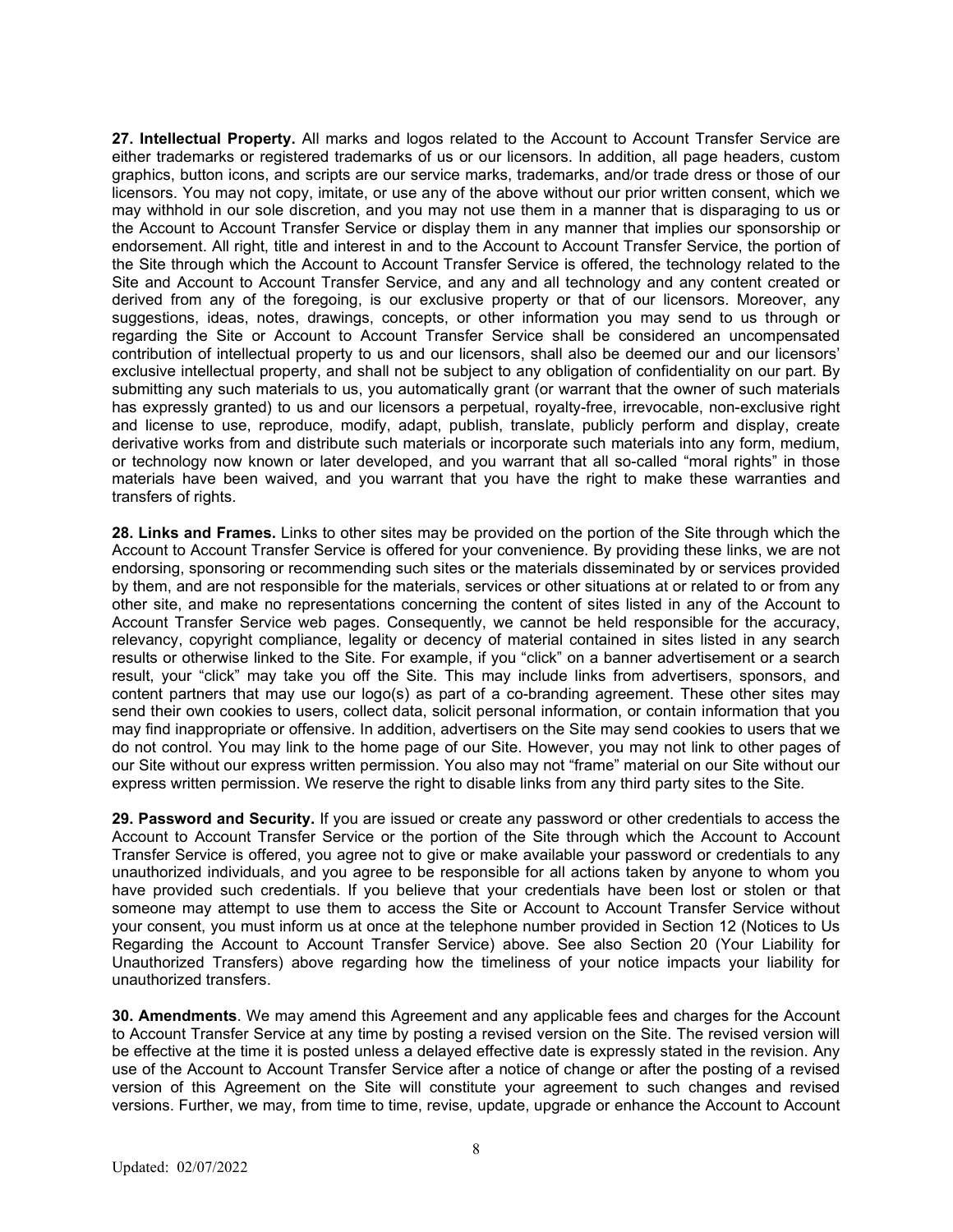**27. Intellectual Property.** All marks and logos related to the Account to Account Transfer Service are either trademarks or registered trademarks of us or our licensors. In addition, all page headers, custom graphics, button icons, and scripts are our service marks, trademarks, and/or trade dress or those of our licensors. You may not copy, imitate, or use any of the above without our prior written consent, which we may withhold in our sole discretion, and you may not use them in a manner that is disparaging to us or the Account to Account Transfer Service or display them in any manner that implies our sponsorship or endorsement. All right, title and interest in and to the Account to Account Transfer Service, the portion of the Site through which the Account to Account Transfer Service is offered, the technology related to the Site and Account to Account Transfer Service, and any and all technology and any content created or derived from any of the foregoing, is our exclusive property or that of our licensors. Moreover, any suggestions, ideas, notes, drawings, concepts, or other information you may send to us through or regarding the Site or Account to Account Transfer Service shall be considered an uncompensated contribution of intellectual property to us and our licensors, shall also be deemed our and our licensors' exclusive intellectual property, and shall not be subject to any obligation of confidentiality on our part. By submitting any such materials to us, you automatically grant (or warrant that the owner of such materials has expressly granted) to us and our licensors a perpetual, royalty-free, irrevocable, non-exclusive right and license to use, reproduce, modify, adapt, publish, translate, publicly perform and display, create derivative works from and distribute such materials or incorporate such materials into any form, medium, or technology now known or later developed, and you warrant that all so-called "moral rights" in those materials have been waived, and you warrant that you have the right to make these warranties and transfers of rights.

**28. Links and Frames.** Links to other sites may be provided on the portion of the Site through which the Account to Account Transfer Service is offered for your convenience. By providing these links, we are not endorsing, sponsoring or recommending such sites or the materials disseminated by or services provided by them, and are not responsible for the materials, services or other situations at or related to or from any other site, and make no representations concerning the content of sites listed in any of the Account to Account Transfer Service web pages. Consequently, we cannot be held responsible for the accuracy, relevancy, copyright compliance, legality or decency of material contained in sites listed in any search results or otherwise linked to the Site. For example, if you "click" on a banner advertisement or a search result, your "click" may take you off the Site. This may include links from advertisers, sponsors, and content partners that may use our logo(s) as part of a co-branding agreement. These other sites may send their own cookies to users, collect data, solicit personal information, or contain information that you may find inappropriate or offensive. In addition, advertisers on the Site may send cookies to users that we do not control. You may link to the home page of our Site. However, you may not link to other pages of our Site without our express written permission. You also may not "frame" material on our Site without our express written permission. We reserve the right to disable links from any third party sites to the Site.

**29. Password and Security.** If you are issued or create any password or other credentials to access the Account to Account Transfer Service or the portion of the Site through which the Account to Account Transfer Service is offered, you agree not to give or make available your password or credentials to any unauthorized individuals, and you agree to be responsible for all actions taken by anyone to whom you have provided such credentials. If you believe that your credentials have been lost or stolen or that someone may attempt to use them to access the Site or Account to Account Transfer Service without your consent, you must inform us at once at the telephone number provided in Section 12 (Notices to Us Regarding the Account to Account Transfer Service) above. See also Section 20 (Your Liability for Unauthorized Transfers) above regarding how the timeliness of your notice impacts your liability for unauthorized transfers.

**30. Amendments**. We may amend this Agreement and any applicable fees and charges for the Account to Account Transfer Service at any time by posting a revised version on the Site. The revised version will be effective at the time it is posted unless a delayed effective date is expressly stated in the revision. Any use of the Account to Account Transfer Service after a notice of change or after the posting of a revised version of this Agreement on the Site will constitute your agreement to such changes and revised versions. Further, we may, from time to time, revise, update, upgrade or enhance the Account to Account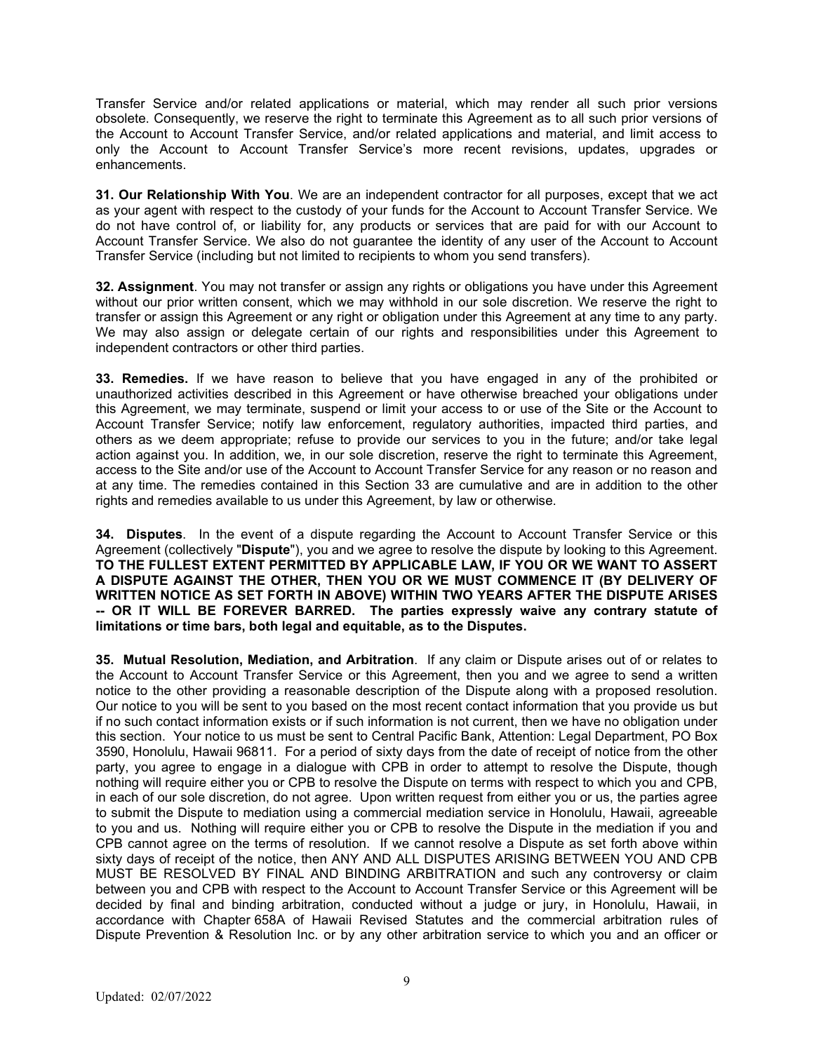Transfer Service and/or related applications or material, which may render all such prior versions obsolete. Consequently, we reserve the right to terminate this Agreement as to all such prior versions of the Account to Account Transfer Service, and/or related applications and material, and limit access to only the Account to Account Transfer Service's more recent revisions, updates, upgrades or enhancements.

**31. Our Relationship With You**. We are an independent contractor for all purposes, except that we act as your agent with respect to the custody of your funds for the Account to Account Transfer Service. We do not have control of, or liability for, any products or services that are paid for with our Account to Account Transfer Service. We also do not guarantee the identity of any user of the Account to Account Transfer Service (including but not limited to recipients to whom you send transfers).

**32. Assignment**. You may not transfer or assign any rights or obligations you have under this Agreement without our prior written consent, which we may withhold in our sole discretion. We reserve the right to transfer or assign this Agreement or any right or obligation under this Agreement at any time to any party. We may also assign or delegate certain of our rights and responsibilities under this Agreement to independent contractors or other third parties.

**33. Remedies.** If we have reason to believe that you have engaged in any of the prohibited or unauthorized activities described in this Agreement or have otherwise breached your obligations under this Agreement, we may terminate, suspend or limit your access to or use of the Site or the Account to Account Transfer Service; notify law enforcement, regulatory authorities, impacted third parties, and others as we deem appropriate; refuse to provide our services to you in the future; and/or take legal action against you. In addition, we, in our sole discretion, reserve the right to terminate this Agreement, access to the Site and/or use of the Account to Account Transfer Service for any reason or no reason and at any time. The remedies contained in this Section 33 are cumulative and are in addition to the other rights and remedies available to us under this Agreement, by law or otherwise.

**34. Disputes**. In the event of a dispute regarding the Account to Account Transfer Service or this Agreement (collectively "**Dispute**"), you and we agree to resolve the dispute by looking to this Agreement. **TO THE FULLEST EXTENT PERMITTED BY APPLICABLE LAW, IF YOU OR WE WANT TO ASSERT A DISPUTE AGAINST THE OTHER, THEN YOU OR WE MUST COMMENCE IT (BY DELIVERY OF WRITTEN NOTICE AS SET FORTH IN ABOVE) WITHIN TWO YEARS AFTER THE DISPUTE ARISES -- OR IT WILL BE FOREVER BARRED. The parties expressly waive any contrary statute of limitations or time bars, both legal and equitable, as to the Disputes.**

**35. Mutual Resolution, Mediation, and Arbitration**. If any claim or Dispute arises out of or relates to the Account to Account Transfer Service or this Agreement, then you and we agree to send a written notice to the other providing a reasonable description of the Dispute along with a proposed resolution. Our notice to you will be sent to you based on the most recent contact information that you provide us but if no such contact information exists or if such information is not current, then we have no obligation under this section. Your notice to us must be sent to Central Pacific Bank, Attention: Legal Department, PO Box 3590, Honolulu, Hawaii 96811. For a period of sixty days from the date of receipt of notice from the other party, you agree to engage in a dialogue with CPB in order to attempt to resolve the Dispute, though nothing will require either you or CPB to resolve the Dispute on terms with respect to which you and CPB, in each of our sole discretion, do not agree. Upon written request from either you or us, the parties agree to submit the Dispute to mediation using a commercial mediation service in Honolulu, Hawaii, agreeable to you and us. Nothing will require either you or CPB to resolve the Dispute in the mediation if you and CPB cannot agree on the terms of resolution. If we cannot resolve a Dispute as set forth above within sixty days of receipt of the notice, then ANY AND ALL DISPUTES ARISING BETWEEN YOU AND CPB MUST BE RESOLVED BY FINAL AND BINDING ARBITRATION and such any controversy or claim between you and CPB with respect to the Account to Account Transfer Service or this Agreement will be decided by final and binding arbitration, conducted without a judge or jury, in Honolulu, Hawaii, in accordance with Chapter 658A of Hawaii Revised Statutes and the commercial arbitration rules of Dispute Prevention & Resolution Inc. or by any other arbitration service to which you and an officer or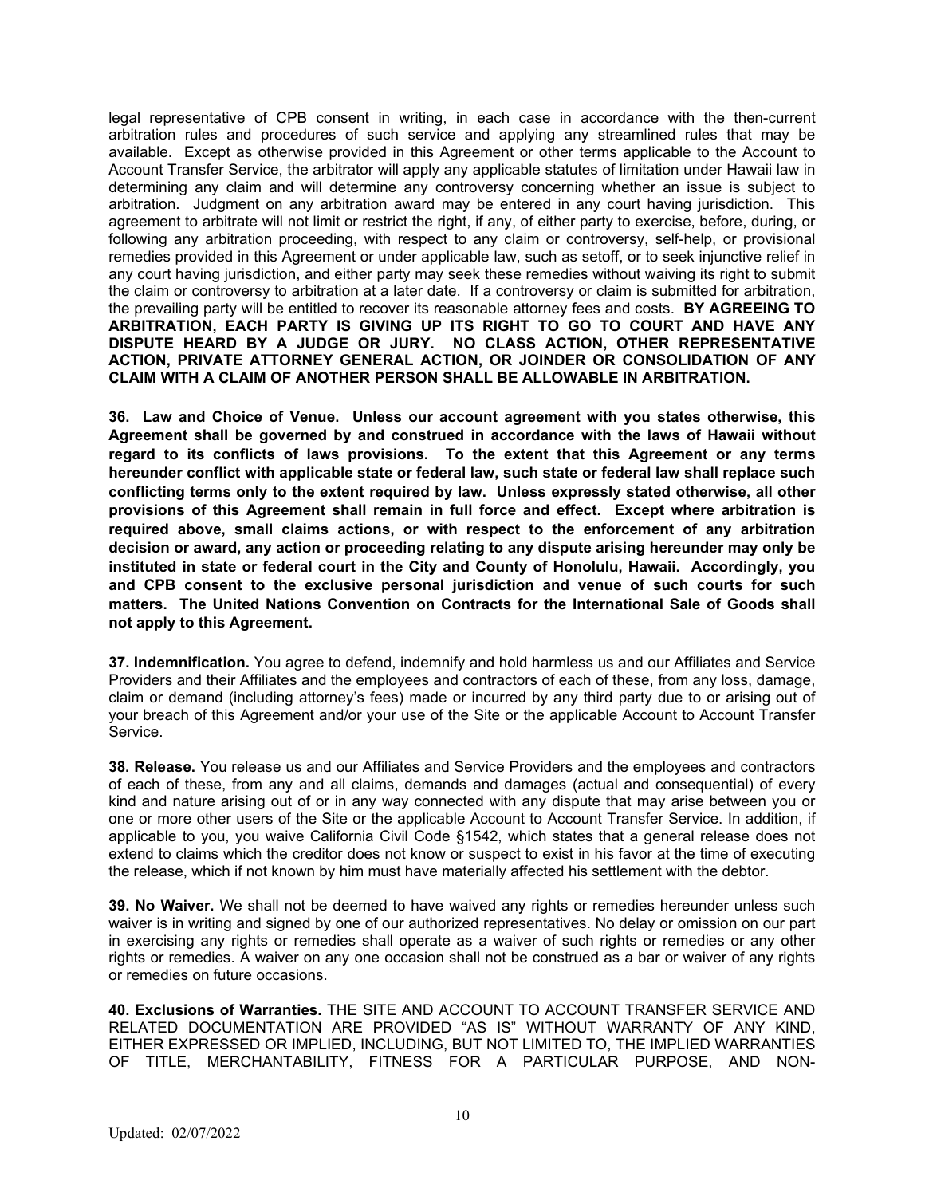legal representative of CPB consent in writing, in each case in accordance with the then-current arbitration rules and procedures of such service and applying any streamlined rules that may be available. Except as otherwise provided in this Agreement or other terms applicable to the Account to Account Transfer Service, the arbitrator will apply any applicable statutes of limitation under Hawaii law in determining any claim and will determine any controversy concerning whether an issue is subject to arbitration. Judgment on any arbitration award may be entered in any court having jurisdiction. This agreement to arbitrate will not limit or restrict the right, if any, of either party to exercise, before, during, or following any arbitration proceeding, with respect to any claim or controversy, self-help, or provisional remedies provided in this Agreement or under applicable law, such as setoff, or to seek injunctive relief in any court having jurisdiction, and either party may seek these remedies without waiving its right to submit the claim or controversy to arbitration at a later date. If a controversy or claim is submitted for arbitration, the prevailing party will be entitled to recover its reasonable attorney fees and costs. **BY AGREEING TO ARBITRATION, EACH PARTY IS GIVING UP ITS RIGHT TO GO TO COURT AND HAVE ANY DISPUTE HEARD BY A JUDGE OR JURY. NO CLASS ACTION, OTHER REPRESENTATIVE ACTION, PRIVATE ATTORNEY GENERAL ACTION, OR JOINDER OR CONSOLIDATION OF ANY CLAIM WITH A CLAIM OF ANOTHER PERSON SHALL BE ALLOWABLE IN ARBITRATION.**

**36. Law and Choice of Venue. Unless our account agreement with you states otherwise, this Agreement shall be governed by and construed in accordance with the laws of Hawaii without regard to its conflicts of laws provisions. To the extent that this Agreement or any terms hereunder conflict with applicable state or federal law, such state or federal law shall replace such conflicting terms only to the extent required by law. Unless expressly stated otherwise, all other provisions of this Agreement shall remain in full force and effect. Except where arbitration is required above, small claims actions, or with respect to the enforcement of any arbitration decision or award, any action or proceeding relating to any dispute arising hereunder may only be instituted in state or federal court in the City and County of Honolulu, Hawaii. Accordingly, you and CPB consent to the exclusive personal jurisdiction and venue of such courts for such matters. The United Nations Convention on Contracts for the International Sale of Goods shall not apply to this Agreement.**

**37. Indemnification.** You agree to defend, indemnify and hold harmless us and our Affiliates and Service Providers and their Affiliates and the employees and contractors of each of these, from any loss, damage, claim or demand (including attorney's fees) made or incurred by any third party due to or arising out of your breach of this Agreement and/or your use of the Site or the applicable Account to Account Transfer Service.

**38. Release.** You release us and our Affiliates and Service Providers and the employees and contractors of each of these, from any and all claims, demands and damages (actual and consequential) of every kind and nature arising out of or in any way connected with any dispute that may arise between you or one or more other users of the Site or the applicable Account to Account Transfer Service. In addition, if applicable to you, you waive California Civil Code §1542, which states that a general release does not extend to claims which the creditor does not know or suspect to exist in his favor at the time of executing the release, which if not known by him must have materially affected his settlement with the debtor.

**39. No Waiver.** We shall not be deemed to have waived any rights or remedies hereunder unless such waiver is in writing and signed by one of our authorized representatives. No delay or omission on our part in exercising any rights or remedies shall operate as a waiver of such rights or remedies or any other rights or remedies. A waiver on any one occasion shall not be construed as a bar or waiver of any rights or remedies on future occasions.

**40. Exclusions of Warranties.** THE SITE AND ACCOUNT TO ACCOUNT TRANSFER SERVICE AND RELATED DOCUMENTATION ARE PROVIDED "AS IS" WITHOUT WARRANTY OF ANY KIND, EITHER EXPRESSED OR IMPLIED, INCLUDING, BUT NOT LIMITED TO, THE IMPLIED WARRANTIES OF TITLE, MERCHANTABILITY, FITNESS FOR A PARTICULAR PURPOSE, AND NON-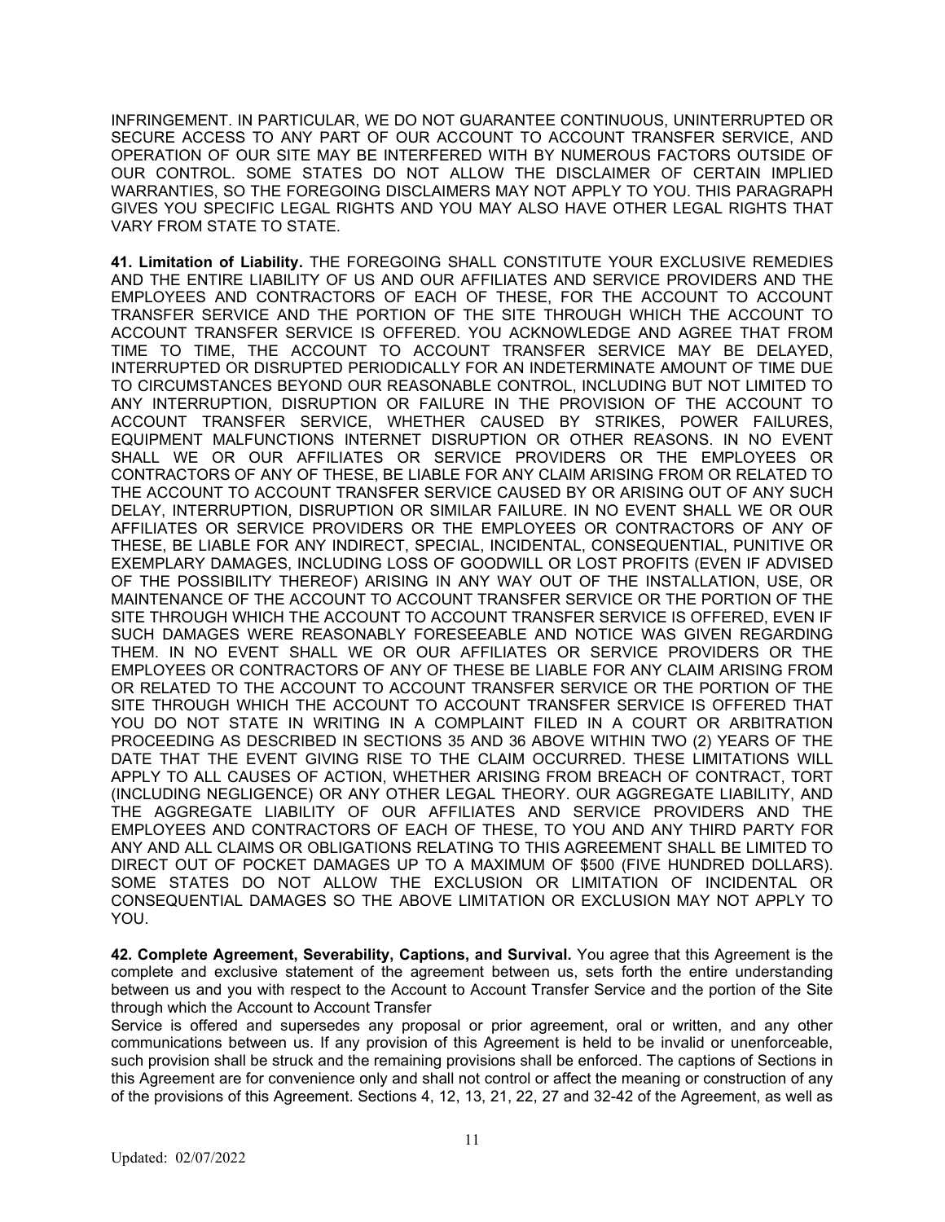INFRINGEMENT. IN PARTICULAR, WE DO NOT GUARANTEE CONTINUOUS, UNINTERRUPTED OR SECURE ACCESS TO ANY PART OF OUR ACCOUNT TO ACCOUNT TRANSFER SERVICE, AND OPERATION OF OUR SITE MAY BE INTERFERED WITH BY NUMEROUS FACTORS OUTSIDE OF OUR CONTROL. SOME STATES DO NOT ALLOW THE DISCLAIMER OF CERTAIN IMPLIED WARRANTIES, SO THE FOREGOING DISCLAIMERS MAY NOT APPLY TO YOU. THIS PARAGRAPH GIVES YOU SPECIFIC LEGAL RIGHTS AND YOU MAY ALSO HAVE OTHER LEGAL RIGHTS THAT VARY FROM STATE TO STATE.

**41. Limitation of Liability.** THE FOREGOING SHALL CONSTITUTE YOUR EXCLUSIVE REMEDIES AND THE ENTIRE LIABILITY OF US AND OUR AFFILIATES AND SERVICE PROVIDERS AND THE EMPLOYEES AND CONTRACTORS OF EACH OF THESE, FOR THE ACCOUNT TO ACCOUNT TRANSFER SERVICE AND THE PORTION OF THE SITE THROUGH WHICH THE ACCOUNT TO ACCOUNT TRANSFER SERVICE IS OFFERED. YOU ACKNOWLEDGE AND AGREE THAT FROM TIME TO TIME, THE ACCOUNT TO ACCOUNT TRANSFER SERVICE MAY BE DELAYED, INTERRUPTED OR DISRUPTED PERIODICALLY FOR AN INDETERMINATE AMOUNT OF TIME DUE TO CIRCUMSTANCES BEYOND OUR REASONABLE CONTROL, INCLUDING BUT NOT LIMITED TO ANY INTERRUPTION, DISRUPTION OR FAILURE IN THE PROVISION OF THE ACCOUNT TO ACCOUNT TRANSFER SERVICE, WHETHER CAUSED BY STRIKES, POWER FAILURES, EQUIPMENT MALFUNCTIONS INTERNET DISRUPTION OR OTHER REASONS. IN NO EVENT SHALL WE OR OUR AFFILIATES OR SERVICE PROVIDERS OR THE EMPLOYEES OR CONTRACTORS OF ANY OF THESE, BE LIABLE FOR ANY CLAIM ARISING FROM OR RELATED TO THE ACCOUNT TO ACCOUNT TRANSFER SERVICE CAUSED BY OR ARISING OUT OF ANY SUCH DELAY, INTERRUPTION, DISRUPTION OR SIMILAR FAILURE. IN NO EVENT SHALL WE OR OUR AFFILIATES OR SERVICE PROVIDERS OR THE EMPLOYEES OR CONTRACTORS OF ANY OF THESE, BE LIABLE FOR ANY INDIRECT, SPECIAL, INCIDENTAL, CONSEQUENTIAL, PUNITIVE OR EXEMPLARY DAMAGES, INCLUDING LOSS OF GOODWILL OR LOST PROFITS (EVEN IF ADVISED OF THE POSSIBILITY THEREOF) ARISING IN ANY WAY OUT OF THE INSTALLATION, USE, OR MAINTENANCE OF THE ACCOUNT TO ACCOUNT TRANSFER SERVICE OR THE PORTION OF THE SITE THROUGH WHICH THE ACCOUNT TO ACCOUNT TRANSFER SERVICE IS OFFERED, EVEN IF SUCH DAMAGES WERE REASONABLY FORESEEABLE AND NOTICE WAS GIVEN REGARDING THEM. IN NO EVENT SHALL WE OR OUR AFFILIATES OR SERVICE PROVIDERS OR THE EMPLOYEES OR CONTRACTORS OF ANY OF THESE BE LIABLE FOR ANY CLAIM ARISING FROM OR RELATED TO THE ACCOUNT TO ACCOUNT TRANSFER SERVICE OR THE PORTION OF THE SITE THROUGH WHICH THE ACCOUNT TO ACCOUNT TRANSFER SERVICE IS OFFERED THAT YOU DO NOT STATE IN WRITING IN A COMPLAINT FILED IN A COURT OR ARBITRATION PROCEEDING AS DESCRIBED IN SECTIONS 35 AND 36 ABOVE WITHIN TWO (2) YEARS OF THE DATE THAT THE EVENT GIVING RISE TO THE CLAIM OCCURRED. THESE LIMITATIONS WILL APPLY TO ALL CAUSES OF ACTION, WHETHER ARISING FROM BREACH OF CONTRACT, TORT (INCLUDING NEGLIGENCE) OR ANY OTHER LEGAL THEORY. OUR AGGREGATE LIABILITY, AND THE AGGREGATE LIABILITY OF OUR AFFILIATES AND SERVICE PROVIDERS AND THE EMPLOYEES AND CONTRACTORS OF EACH OF THESE, TO YOU AND ANY THIRD PARTY FOR ANY AND ALL CLAIMS OR OBLIGATIONS RELATING TO THIS AGREEMENT SHALL BE LIMITED TO DIRECT OUT OF POCKET DAMAGES UP TO A MAXIMUM OF $500 (FIVE HUNDRED DOLLARS). SOME STATES DO NOT ALLOW THE EXCLUSION OR LIMITATION OF INCIDENTAL OR CONSEQUENTIAL DAMAGES SO THE ABOVE LIMITATION OR EXCLUSION MAY NOT APPLY TO YOU.

**42. Complete Agreement, Severability, Captions, and Survival.** You agree that this Agreement is the complete and exclusive statement of the agreement between us, sets forth the entire understanding between us and you with respect to the Account to Account Transfer Service and the portion of the Site through which the Account to Account Transfer Service is offered and supersedes any proposal or prior agreement, oral or written, and any other communications between us. If any provision of this Agreement is held to be invalid or unenforceable, such provision shall be struck and the remaining provisions shall be enforced. The captions of Sections in this Agreement are for convenience only and shall not control or affect the meaning or construction of any of the provisions of this Agreement. Sections 4, 12, 13, 21, 22, 27 and 32-42 of the Agreement, as well as

Updated: 02/07/2022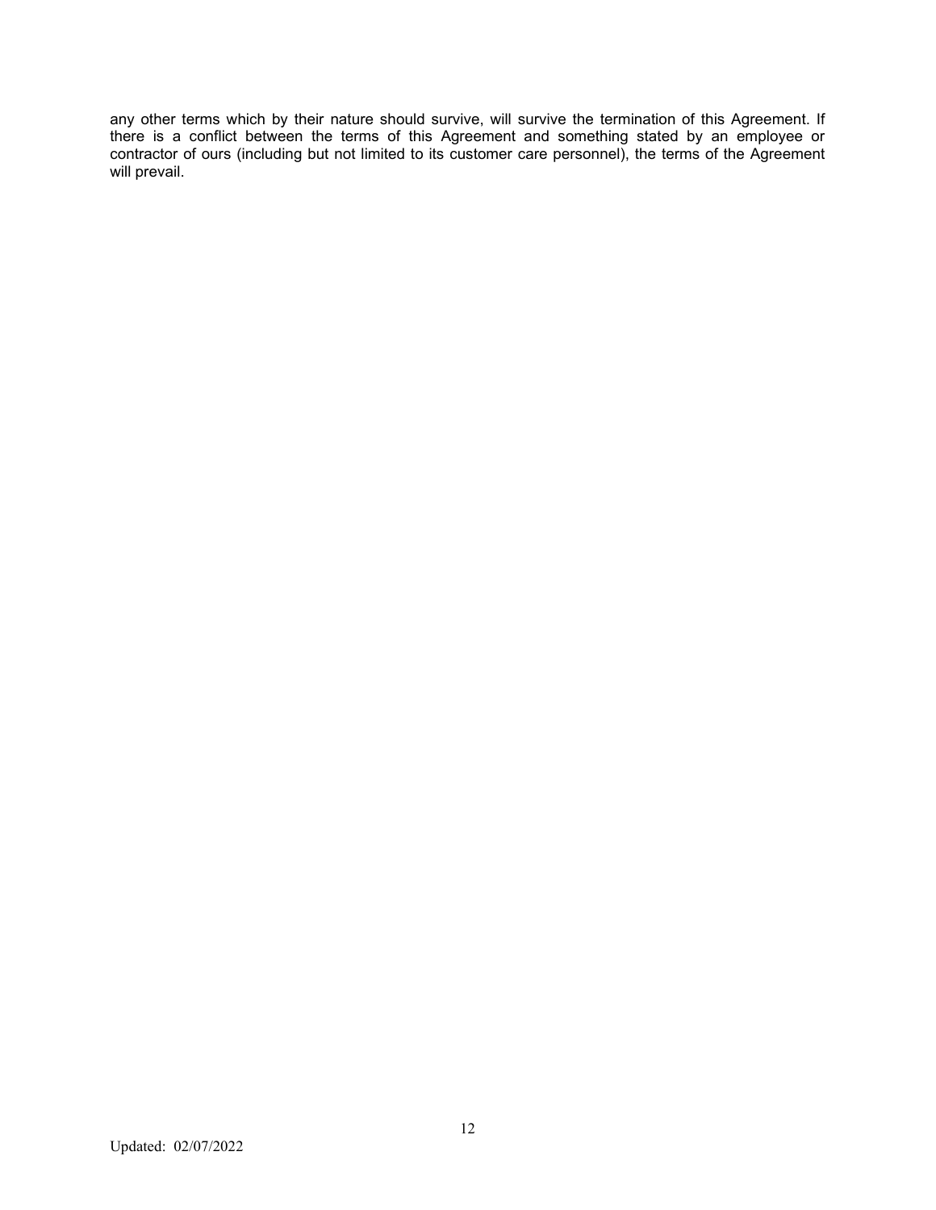any other terms which by their nature should survive, will survive the termination of this Agreement. If there is a conflict between the terms of this Agreement and something stated by an employee or contractor of ours (including but not limited to its customer care personnel), the terms of the Agreement will prevail.

Updated: 02/07/2022